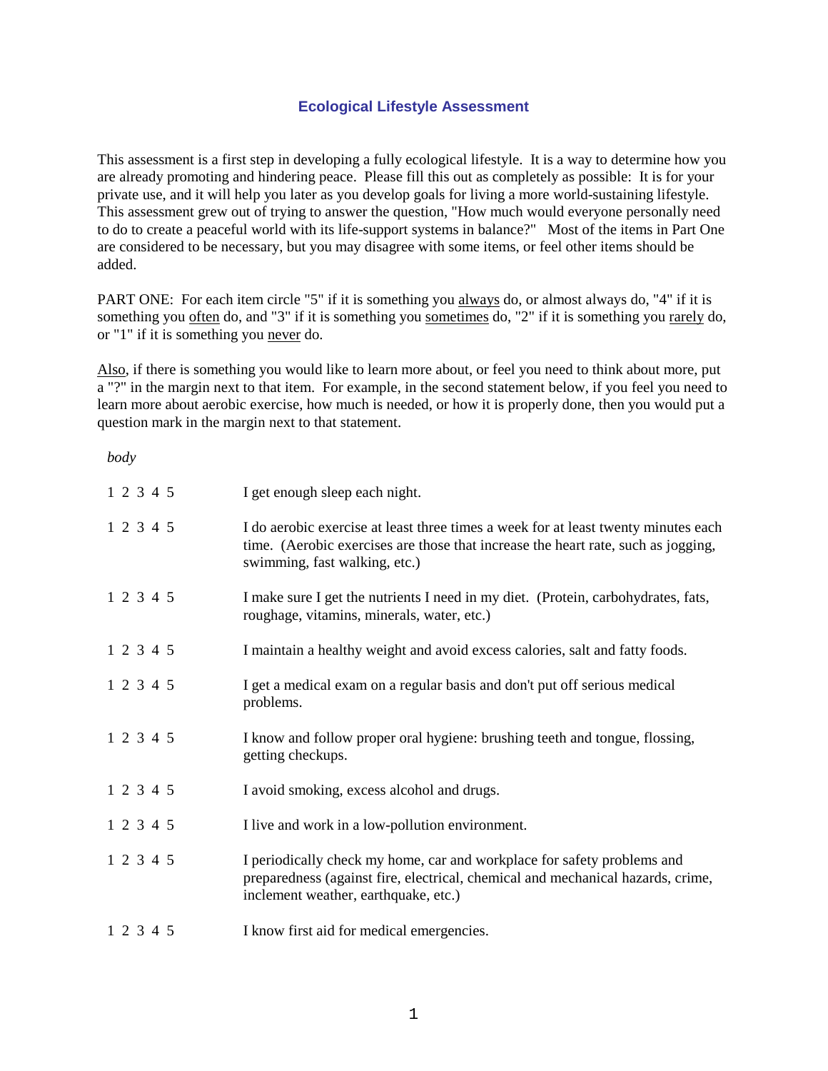# Ecological Lifestyle Assessment

This assessment is a first step in developing a fully ecological lifestyle. It is a way to determine how you are already promoting and hindering peace. Please fill this out as completely as possible: It is for your private use, and it will help you later as you develop goals for living a more world-sustaining lifestyle. This assessment grew out of trying to answer the question, "How much would everyone personally need to do to create a peaceful world with its life-support systems in balance?" Most of the items in Part One are considered to be necessary, but you may disagree with some items, or feel other items should be added.

PART ONE: For each item circle "5" if it is something you <u>always</u> do, or almost always do, "4" if it is something you <u>often</u> do, and "3" if it is something you <u>sometimes</u> do, "2" if it is something you <u>rarely</u> do, or "1" if it is something you <u>never</u> do.

<u>Also</u>, if there is something you would like to learn more about, or feel you need to think about more, put a "?" in the margin next to that item. For example, in the second statement below, if you feel you need to learn more about aerobic exercise, how much is needed, or how it is properly done, then you would put a question mark in the margin next to that statement.

*body*

| | |
|---|---|
| 1 2 3 4 5 | I get enough sleep each night. |
| 1 2 3 4 5 | I do aerobic exercise at least three times a week for at least twenty minutes each time. (Aerobic exercises are those that increase the heart rate, such as jogging, swimming, fast walking, etc.) |
| 1 2 3 4 5 | I make sure I get the nutrients I need in my diet. (Protein, carbohydrates, fats, roughage, vitamins, minerals, water, etc.) |
| 1 2 3 4 5 | I maintain a healthy weight and avoid excess calories, salt and fatty foods. |
| 1 2 3 4 5 | I get a medical exam on a regular basis and don't put off serious medical problems. |
| 1 2 3 4 5 | I know and follow proper oral hygiene: brushing teeth and tongue, flossing, getting checkups. |
| 1 2 3 4 5 | I avoid smoking, excess alcohol and drugs. |
| 1 2 3 4 5 | I live and work in a low-pollution environment. |
| 1 2 3 4 5 | I periodically check my home, car and workplace for safety problems and preparedness (against fire, electrical, chemical and mechanical hazards, crime, inclement weather, earthquake, etc.) |
| 1 2 3 4 5 | I know first aid for medical emergencies. |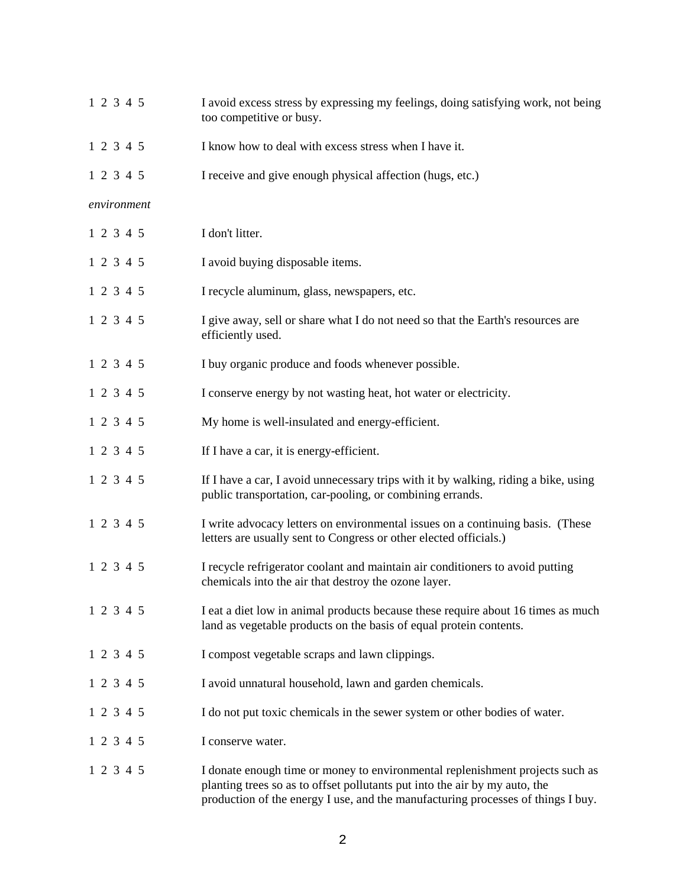1 2 3 4 5 I avoid excess stress by expressing my feelings, doing satisfying work, not being too competitive or busy.

1 2 3 4 5 I know how to deal with excess stress when I have it.

1 2 3 4 5 I receive and give enough physical affection (hugs, etc.)

*environment*

1 2 3 4 5 I don't litter.

1 2 3 4 5 I avoid buying disposable items.

1 2 3 4 5 I recycle aluminum, glass, newspapers, etc.

1 2 3 4 5 I give away, sell or share what I do not need so that the Earth's resources are efficiently used.

1 2 3 4 5 I buy organic produce and foods whenever possible.

1 2 3 4 5 I conserve energy by not wasting heat, hot water or electricity.

1 2 3 4 5 My home is well-insulated and energy-efficient.

1 2 3 4 5 If I have a car, it is energy-efficient.

1 2 3 4 5 If I have a car, I avoid unnecessary trips with it by walking, riding a bike, using public transportation, car-pooling, or combining errands.

1 2 3 4 5 I write advocacy letters on environmental issues on a continuing basis. (These letters are usually sent to Congress or other elected officials.)

1 2 3 4 5 I recycle refrigerator coolant and maintain air conditioners to avoid putting chemicals into the air that destroy the ozone layer.

1 2 3 4 5 I eat a diet low in animal products because these require about 16 times as much land as vegetable products on the basis of equal protein contents.

1 2 3 4 5 I compost vegetable scraps and lawn clippings.

1 2 3 4 5 I avoid unnatural household, lawn and garden chemicals.

1 2 3 4 5 I do not put toxic chemicals in the sewer system or other bodies of water.

1 2 3 4 5 I conserve water.

1 2 3 4 5 I donate enough time or money to environmental replenishment projects such as planting trees so as to offset pollutants put into the air by my auto, the production of the energy I use, and the manufacturing processes of things I buy.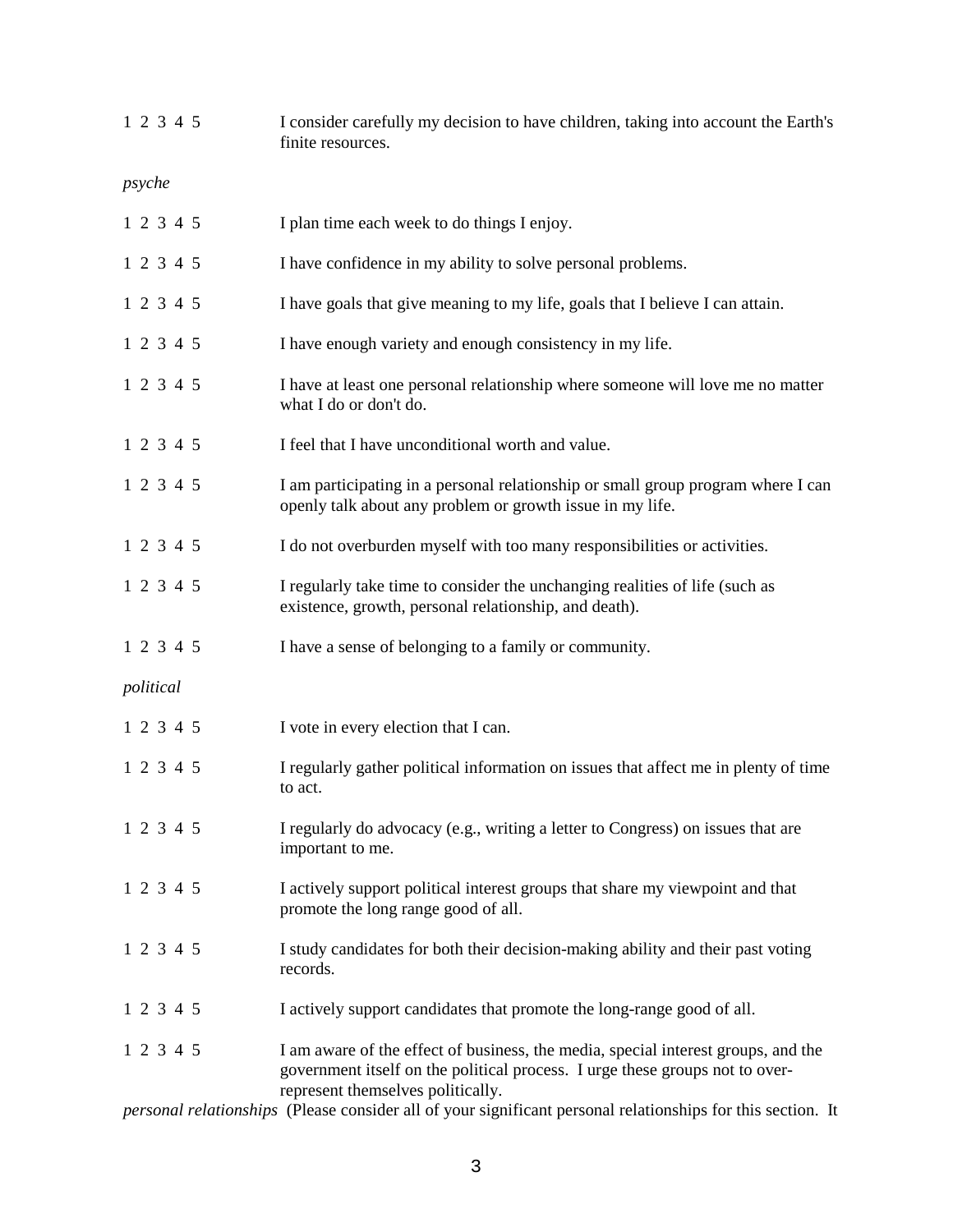1 2 3 4 5 I consider carefully my decision to have children, taking into account the Earth's finite resources.

*psyche*

1 2 3 4 5 I plan time each week to do things I enjoy.

1 2 3 4 5 I have confidence in my ability to solve personal problems.

1 2 3 4 5 I have goals that give meaning to my life, goals that I believe I can attain.

1 2 3 4 5 I have enough variety and enough consistency in my life.

1 2 3 4 5 I have at least one personal relationship where someone will love me no matter what I do or don't do.

1 2 3 4 5 I feel that I have unconditional worth and value.

1 2 3 4 5 I am participating in a personal relationship or small group program where I can openly talk about any problem or growth issue in my life.

1 2 3 4 5 I do not overburden myself with too many responsibilities or activities.

1 2 3 4 5 I regularly take time to consider the unchanging realities of life (such as existence, growth, personal relationship, and death).

1 2 3 4 5 I have a sense of belonging to a family or community.

*political*

1 2 3 4 5 I vote in every election that I can.

1 2 3 4 5 I regularly gather political information on issues that affect me in plenty of time to act.

1 2 3 4 5 I regularly do advocacy (e.g., writing a letter to Congress) on issues that are important to me.

1 2 3 4 5 I actively support political interest groups that share my viewpoint and that promote the long range good of all.

1 2 3 4 5 I study candidates for both their decision-making ability and their past voting records.

1 2 3 4 5 I actively support candidates that promote the long-range good of all.

1 2 3 4 5 I am aware of the effect of business, the media, special interest groups, and the government itself on the political process. I urge these groups not to over-represent themselves politically.

*personal relationships* (Please consider all of your significant personal relationships for this section. It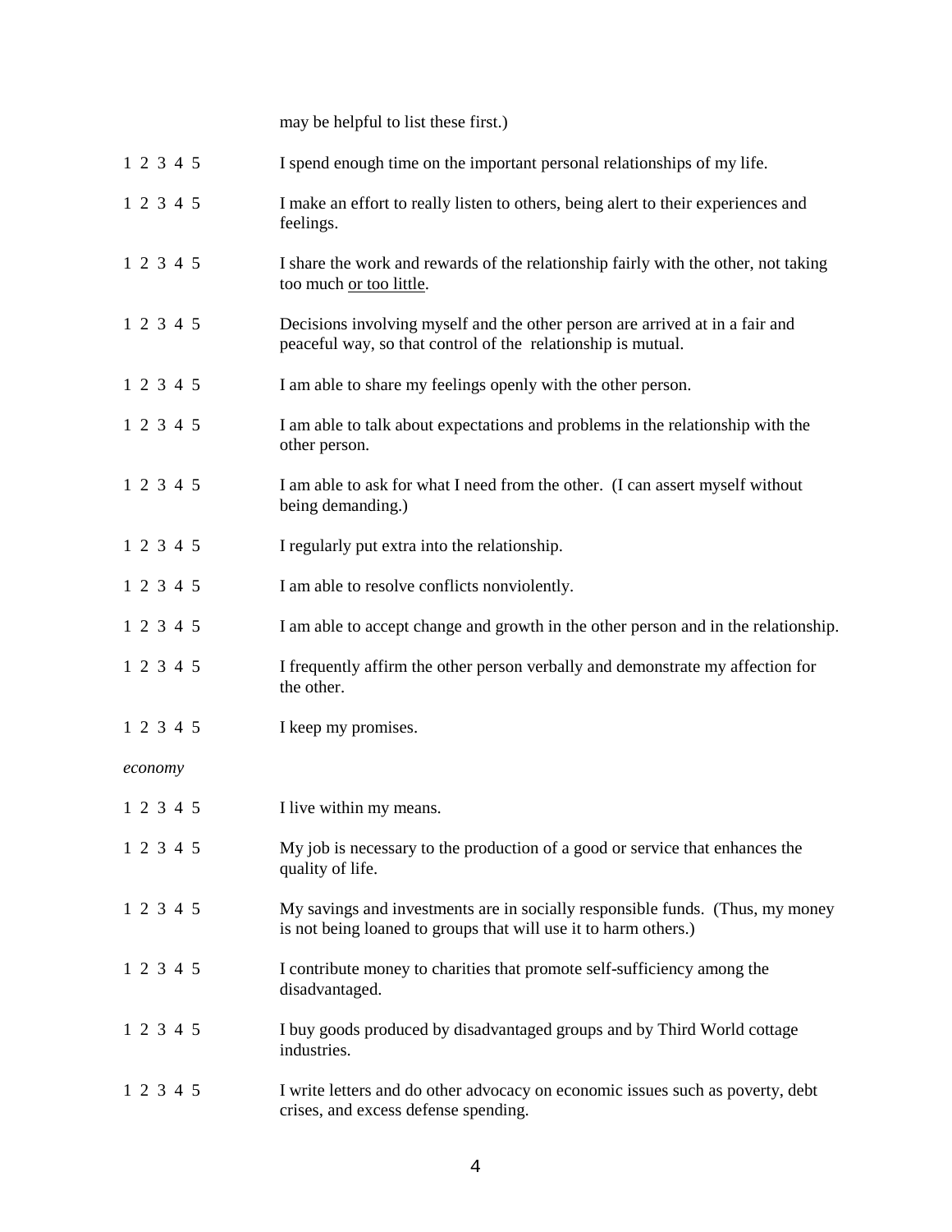may be helpful to list these first.)

1 2 3 4 5 I spend enough time on the important personal relationships of my life.

1 2 3 4 5 I make an effort to really listen to others, being alert to their experiences and feelings.

1 2 3 4 5 I share the work and rewards of the relationship fairly with the other, not taking too much <u>or too little</u>.

1 2 3 4 5 Decisions involving myself and the other person are arrived at in a fair and peaceful way, so that control of the relationship is mutual.

1 2 3 4 5 I am able to share my feelings openly with the other person.

1 2 3 4 5 I am able to talk about expectations and problems in the relationship with the other person.

1 2 3 4 5 I am able to ask for what I need from the other. (I can assert myself without being demanding.)

1 2 3 4 5 I regularly put extra into the relationship.

1 2 3 4 5 I am able to resolve conflicts nonviolently.

1 2 3 4 5 I am able to accept change and growth in the other person and in the relationship.

1 2 3 4 5 I frequently affirm the other person verbally and demonstrate my affection for the other.

1 2 3 4 5 I keep my promises.

*economy*

1 2 3 4 5 I live within my means.

1 2 3 4 5 My job is necessary to the production of a good or service that enhances the quality of life.

1 2 3 4 5 My savings and investments are in socially responsible funds. (Thus, my money is not being loaned to groups that will use it to harm others.)

1 2 3 4 5 I contribute money to charities that promote self-sufficiency among the disadvantaged.

1 2 3 4 5 I buy goods produced by disadvantaged groups and by Third World cottage industries.

1 2 3 4 5 I write letters and do other advocacy on economic issues such as poverty, debt crises, and excess defense spending.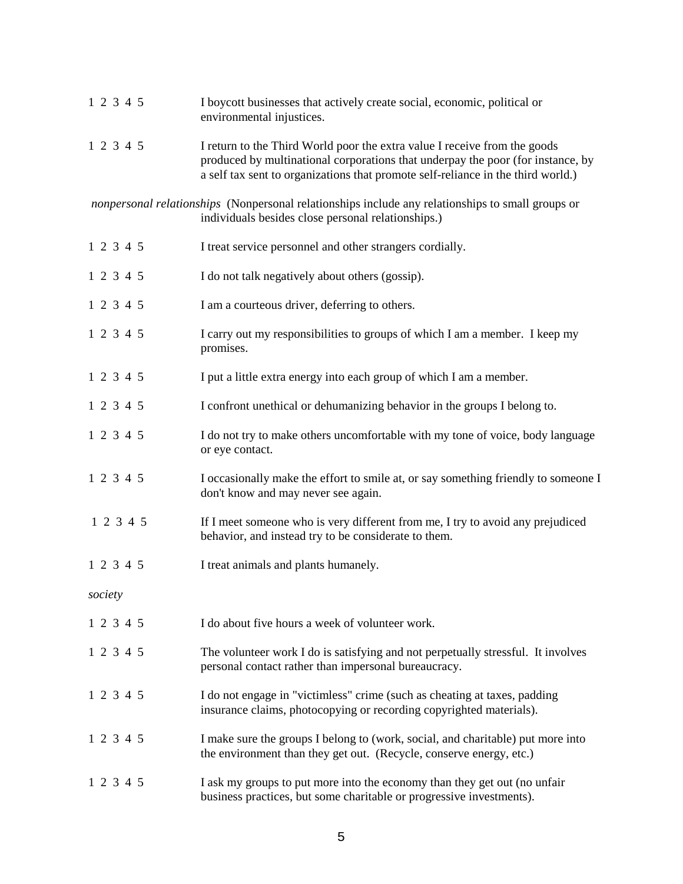1 2 3 4 5 I boycott businesses that actively create social, economic, political or environmental injustices.

1 2 3 4 5 I return to the Third World poor the extra value I receive from the goods produced by multinational corporations that underpay the poor (for instance, by a self tax sent to organizations that promote self-reliance in the third world.)

*nonpersonal relationships* (Nonpersonal relationships include any relationships to small groups or individuals besides close personal relationships.)

1 2 3 4 5 I treat service personnel and other strangers cordially.

1 2 3 4 5 I do not talk negatively about others (gossip).

1 2 3 4 5 I am a courteous driver, deferring to others.

1 2 3 4 5 I carry out my responsibilities to groups of which I am a member. I keep my promises.

1 2 3 4 5 I put a little extra energy into each group of which I am a member.

1 2 3 4 5 I confront unethical or dehumanizing behavior in the groups I belong to.

1 2 3 4 5 I do not try to make others uncomfortable with my tone of voice, body language or eye contact.

1 2 3 4 5 I occasionally make the effort to smile at, or say something friendly to someone I don't know and may never see again.

1 2 3 4 5 If I meet someone who is very different from me, I try to avoid any prejudiced behavior, and instead try to be considerate to them.

1 2 3 4 5 I treat animals and plants humanely.

*society*

1 2 3 4 5 I do about five hours a week of volunteer work.

1 2 3 4 5 The volunteer work I do is satisfying and not perpetually stressful. It involves personal contact rather than impersonal bureaucracy.

1 2 3 4 5 I do not engage in "victimless" crime (such as cheating at taxes, padding insurance claims, photocopying or recording copyrighted materials).

1 2 3 4 5 I make sure the groups I belong to (work, social, and charitable) put more into the environment than they get out. (Recycle, conserve energy, etc.)

1 2 3 4 5 I ask my groups to put more into the economy than they get out (no unfair business practices, but some charitable or progressive investments).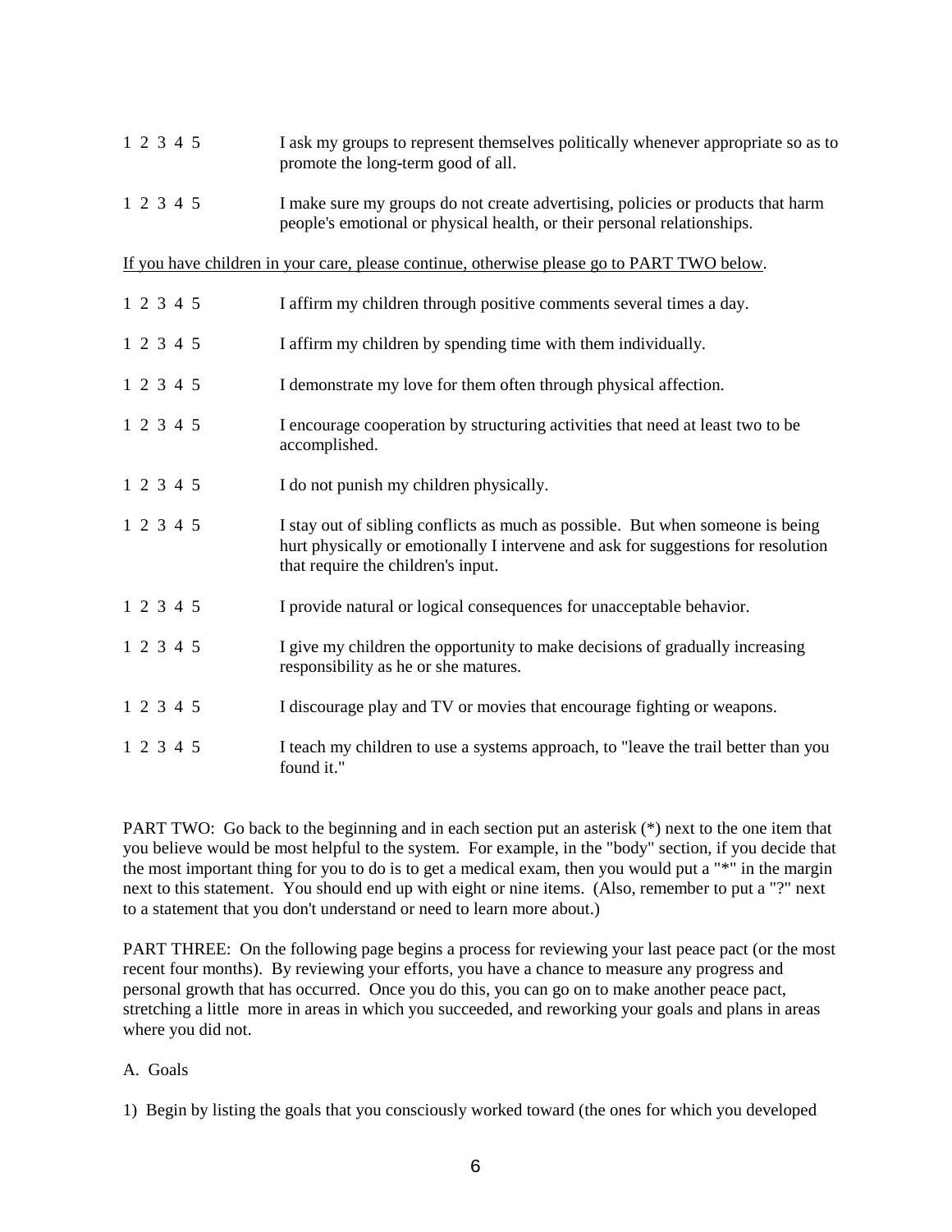1 2 3 4 5 I ask my groups to represent themselves politically whenever appropriate so as to promote the long-term good of all.

1 2 3 4 5 I make sure my groups do not create advertising, policies or products that harm people's emotional or physical health, or their personal relationships.

<u>If you have children in your care, please continue, otherwise please go to PART TWO below</u>.

1 2 3 4 5 I affirm my children through positive comments several times a day.

1 2 3 4 5 I affirm my children by spending time with them individually.

1 2 3 4 5 I demonstrate my love for them often through physical affection.

1 2 3 4 5 I encourage cooperation by structuring activities that need at least two to be accomplished.

1 2 3 4 5 I do not punish my children physically.

1 2 3 4 5 I stay out of sibling conflicts as much as possible. But when someone is being hurt physically or emotionally I intervene and ask for suggestions for resolution that require the children's input.

1 2 3 4 5 I provide natural or logical consequences for unacceptable behavior.

1 2 3 4 5 I give my children the opportunity to make decisions of gradually increasing responsibility as he or she matures.

1 2 3 4 5 I discourage play and TV or movies that encourage fighting or weapons.

1 2 3 4 5 I teach my children to use a systems approach, to "leave the trail better than you found it."

PART TWO: Go back to the beginning and in each section put an asterisk (*) next to the one item that you believe would be most helpful to the system. For example, in the "body" section, if you decide that the most important thing for you to do is to get a medical exam, then you would put a "*" in the margin next to this statement. You should end up with eight or nine items. (Also, remember to put a "?" next to a statement that you don't understand or need to learn more about.)

PART THREE: On the following page begins a process for reviewing your last peace pact (or the most recent four months). By reviewing your efforts, you have a chance to measure any progress and personal growth that has occurred. Once you do this, you can go on to make another peace pact, stretching a little more in areas in which you succeeded, and reworking your goals and plans in areas where you did not.

A. Goals

1) Begin by listing the goals that you consciously worked toward (the ones for which you developed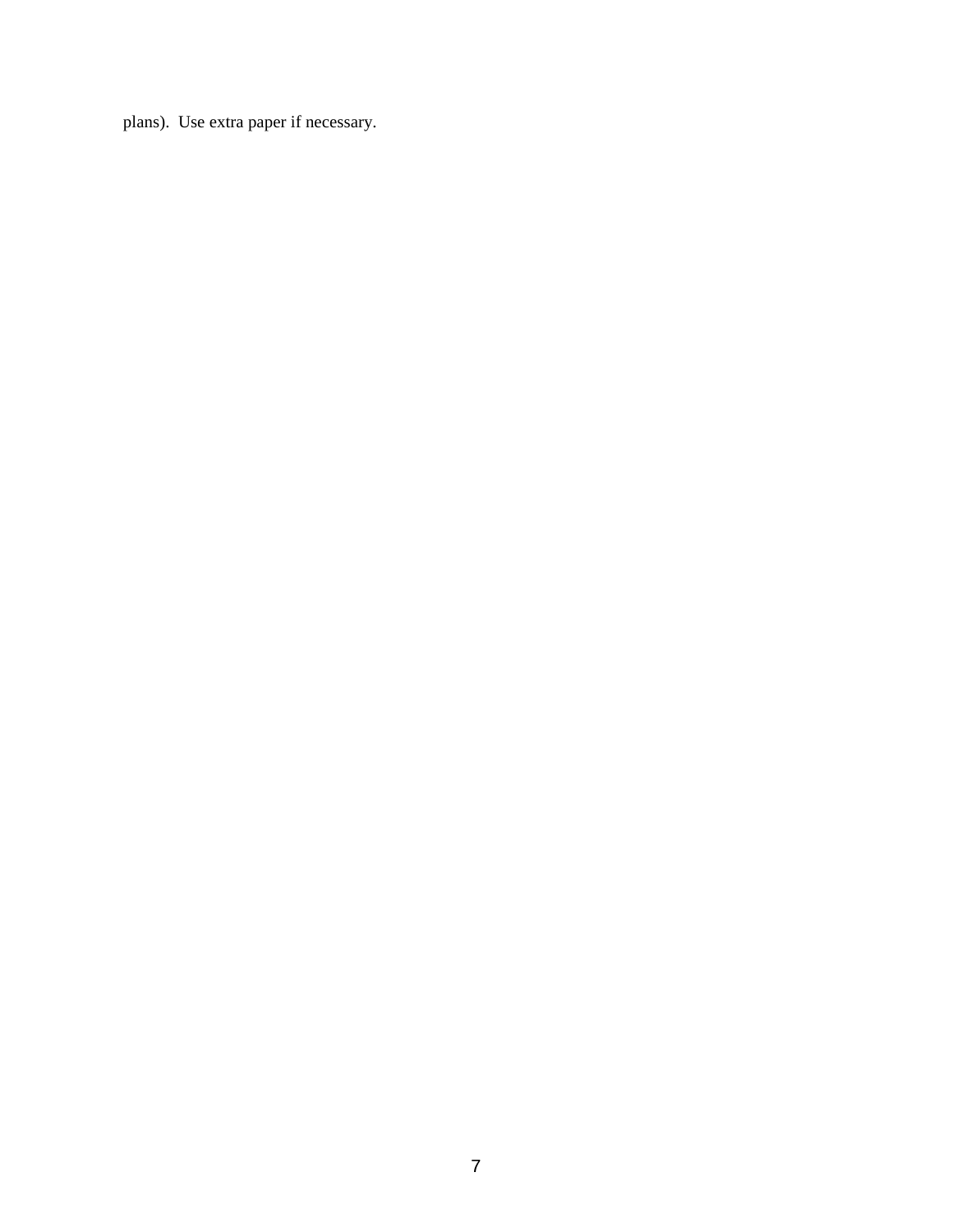plans).  Use extra paper if necessary.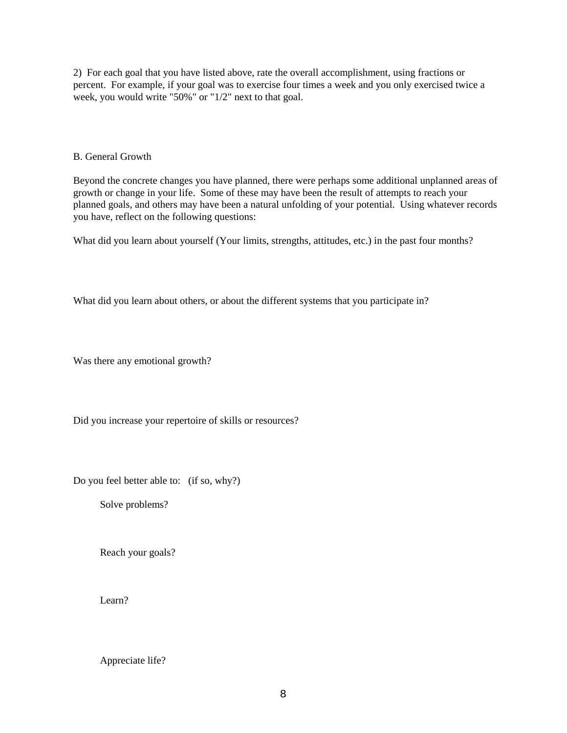2) For each goal that you have listed above, rate the overall accomplishment, using fractions or percent. For example, if your goal was to exercise four times a week and you only exercised twice a week, you would write "50%" or "1/2" next to that goal.

## B. General Growth

Beyond the concrete changes you have planned, there were perhaps some additional unplanned areas of growth or change in your life. Some of these may have been the result of attempts to reach your planned goals, and others may have been a natural unfolding of your potential. Using whatever records you have, reflect on the following questions:

What did you learn about yourself (Your limits, strengths, attitudes, etc.) in the past four months?

What did you learn about others, or about the different systems that you participate in?

Was there any emotional growth?

Did you increase your repertoire of skills or resources?

Do you feel better able to: (if so, why?)

- Solve problems?

- Reach your goals?

- Learn?

- Appreciate life?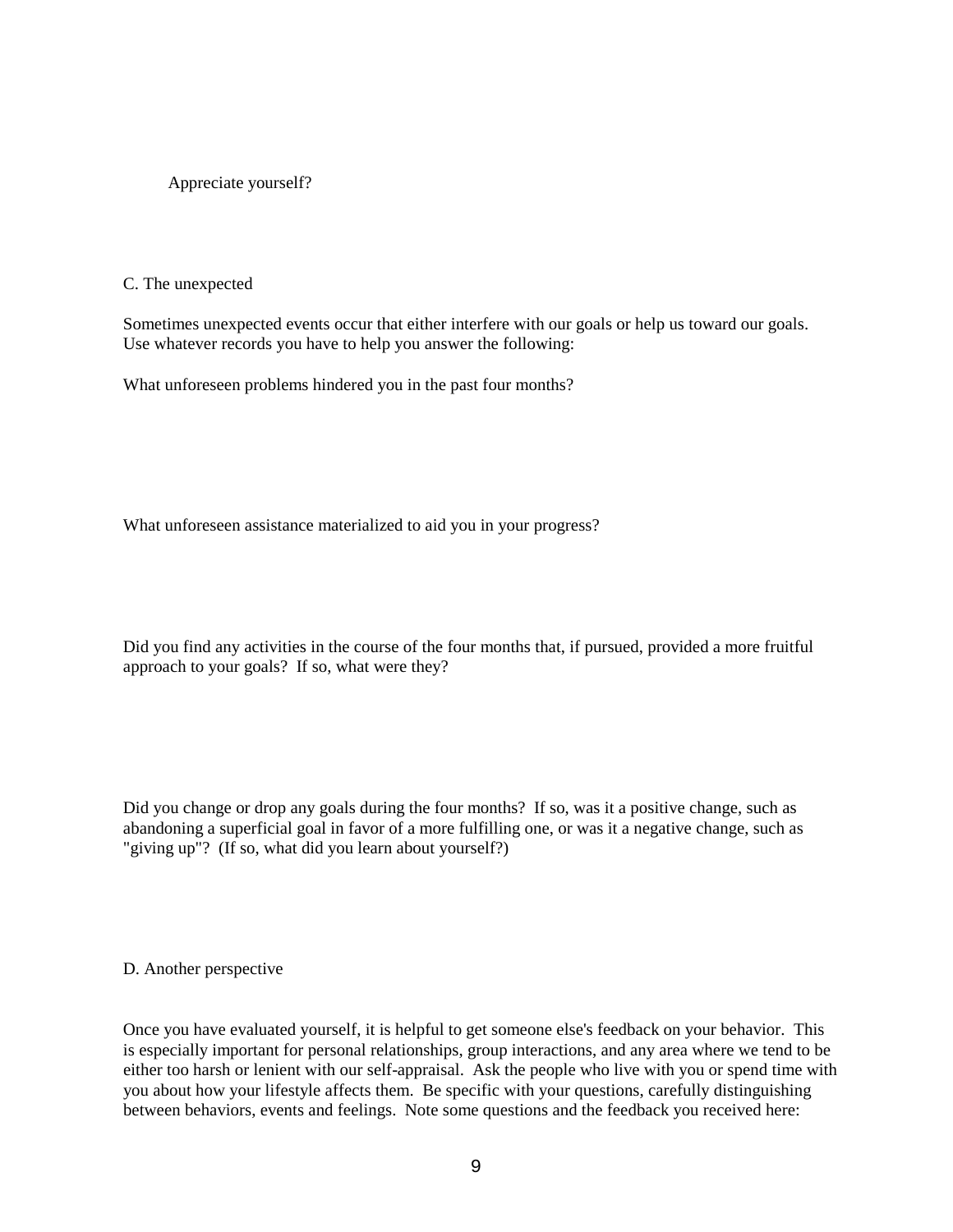Appreciate yourself?

C. The unexpected

Sometimes unexpected events occur that either interfere with our goals or help us toward our goals. Use whatever records you have to help you answer the following:

What unforeseen problems hindered you in the past four months?

What unforeseen assistance materialized to aid you in your progress?

Did you find any activities in the course of the four months that, if pursued, provided a more fruitful approach to your goals? If so, what were they?

Did you change or drop any goals during the four months? If so, was it a positive change, such as abandoning a superficial goal in favor of a more fulfilling one, or was it a negative change, such as "giving up"? (If so, what did you learn about yourself?)

D. Another perspective

Once you have evaluated yourself, it is helpful to get someone else's feedback on your behavior. This is especially important for personal relationships, group interactions, and any area where we tend to be either too harsh or lenient with our self-appraisal. Ask the people who live with you or spend time with you about how your lifestyle affects them. Be specific with your questions, carefully distinguishing between behaviors, events and feelings. Note some questions and the feedback you received here: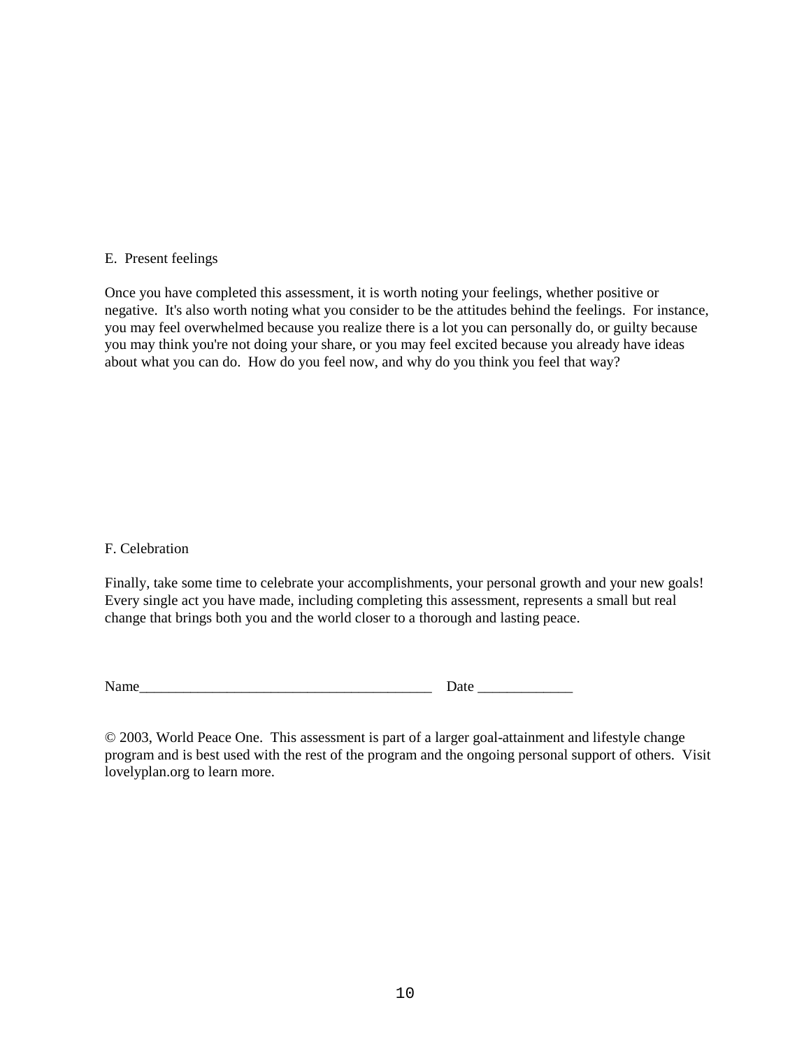E. Present feelings

Once you have completed this assessment, it is worth noting your feelings, whether positive or negative. It's also worth noting what you consider to be the attitudes behind the feelings. For instance, you may feel overwhelmed because you realize there is a lot you can personally do, or guilty because you may think you're not doing your share, or you may feel excited because you already have ideas about what you can do. How do you feel now, and why do you think you feel that way?

F. Celebration

Finally, take some time to celebrate your accomplishments, your personal growth and your new goals! Every single act you have made, including completing this assessment, represents a small but real change that brings both you and the world closer to a thorough and lasting peace.

Name________________________________________ Date _____________

© 2003, World Peace One. This assessment is part of a larger goal-attainment and lifestyle change program and is best used with the rest of the program and the ongoing personal support of others. Visit lovelyplan.org to learn more.